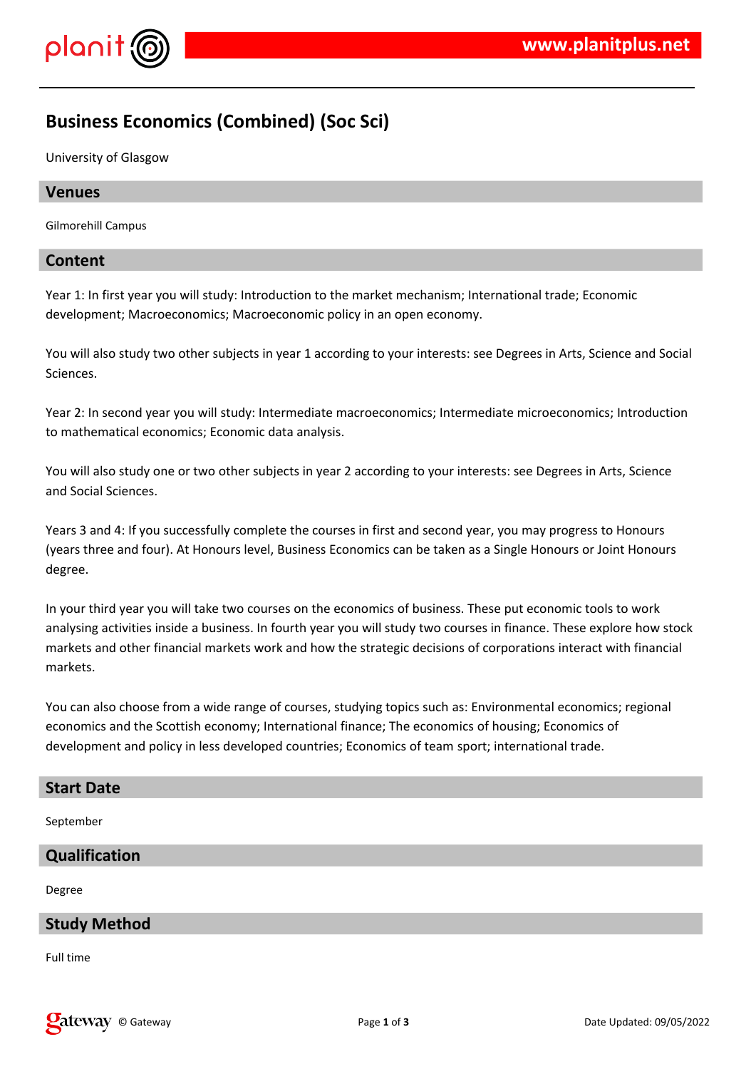# Business Economics (Combined) (Soc Sci)

University of Glasgow

## Venues

Gilmorehill Campus

## Content

Year 1: In first year you will study: Introduction to the market mechanism; International trade; Economic development; Macroeconomics; Macroeconomic policy in an open economy.

You will also study two other subjects in year 1 according to your interests: see Degrees in Arts, Science and Social Sciences.

Year 2: In second year you will study: Intermediate macroeconomics; Intermediate microeconomics; Introduction to mathematical economics; Economic data analysis.

You will also study one or two other subjects in year 2 according to your interests: see Degrees in Arts, Science and Social Sciences.

Years 3 and 4: If you successfully complete the courses in first and second year, you may progress to Honours (years three and four). At Honours level, Business Economics can be taken as a Single Honours or Joint Honours degree.

In your third year you will take two courses on the economics of business. These put economic tools to work analysing activities inside a business. In fourth year you will study two courses in finance. These explore how stock markets and other financial markets work and how the strategic decisions of corporations interact with financial markets.

You can also choose from a wide range of courses, studying topics such as: Environmental economics; regional economics and the Scottish economy; International finance; The economics of housing; Economics of development and policy in less developed countries; Economics of team sport; international trade.

## Start Date

September

## Qualification

Degree

## Study Method

Full time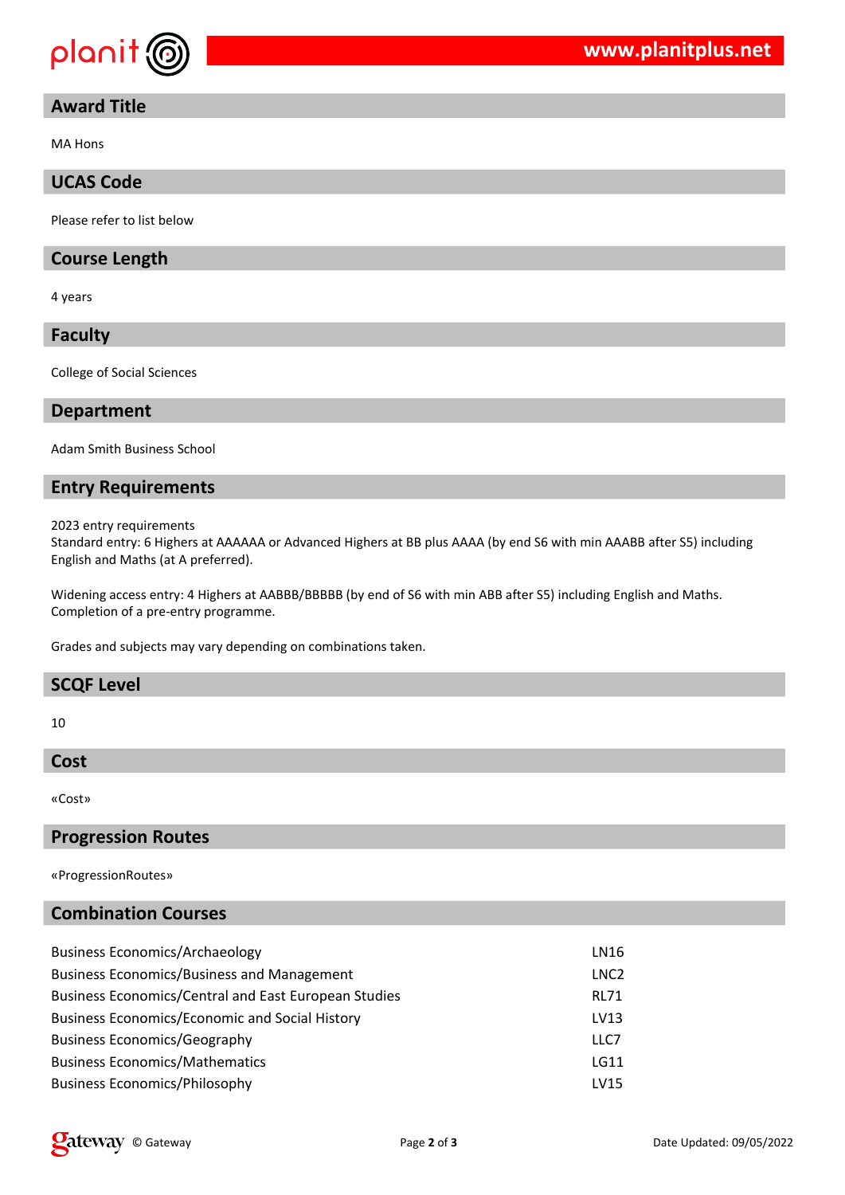## Award Title

MA Hons

## UCAS Code

Please refer to list below

## Course Length

4 years

## Faculty

College of Social Sciences

## Department

Adam Smith Business School

## Entry Requirements

2023 entry requirements
Standard entry: 6 Highers at AAAAAA or Advanced Highers at BB plus AAAA (by end S6 with min AAABB after S5) including English and Maths (at A preferred).

Widening access entry: 4 Highers at AABBB/BBBBB (by end of S6 with min ABB after S5) including English and Maths. Completion of a pre-entry programme.

Grades and subjects may vary depending on combinations taken.

## SCQF Level

10

## Cost

«Cost»

## Progression Routes

«ProgressionRoutes»

## Combination Courses

| | |
|---|---|
| Business Economics/Archaeology | LN16 |
| Business Economics/Business and Management | LNC2 |
| Business Economics/Central and East European Studies | RL71 |
| Business Economics/Economic and Social History | LV13 |
| Business Economics/Geography | LLC7 |
| Business Economics/Mathematics | LG11 |
| Business Economics/Philosophy | LV15 |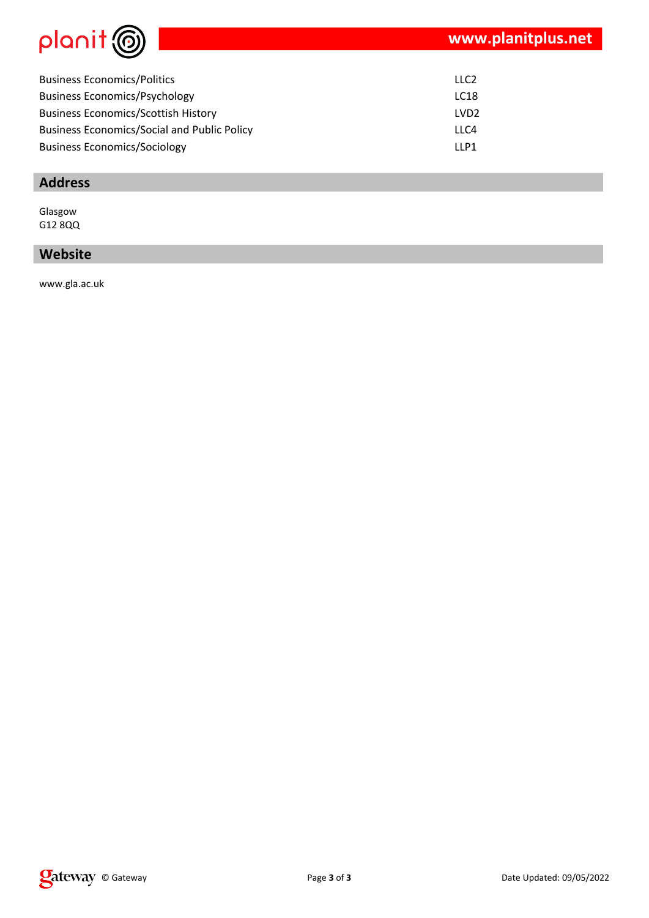| | |
|---|---|
| Business Economics/Politics | LLC2 |
| Business Economics/Psychology | LC18 |
| Business Economics/Scottish History | LVD2 |
| Business Economics/Social and Public Policy | LLC4 |
| Business Economics/Sociology | LLP1 |

## Address

Glasgow
G12 8QQ

## Website

www.gla.ac.uk